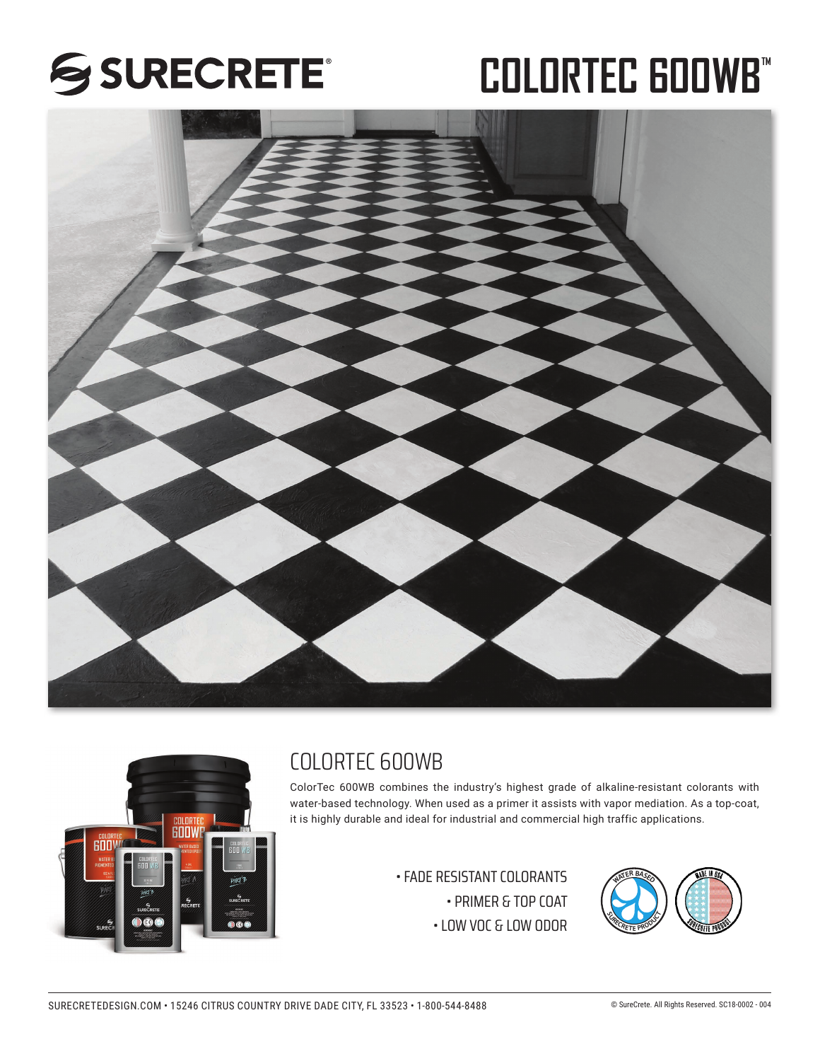# SURECRETE®

# COLORTEC 600WB™

## COLORTEC 600WB

ColorTec 600WB combines the industry's highest grade of alkaline-resistant colorants with water-based technology. When used as a primer it assists with vapor mediation. As a top-coat, it is highly durable and ideal for industrial and commercial high traffic applications.

- FADE RESISTANT COLORANTS
- PRIMER & TOP COAT
- LOW VOC & LOW ODOR

WATER BASED SURECRETE PRODUCT

MADE IN USA SURECRETE PRODUCT

SURECRETEDESIGN.COM • 15246 CITRUS COUNTRY DRIVE DADE CITY, FL 33523 • 1-800-544-8488

© SureCrete. All Rights Reserved. SC18-0002 - 004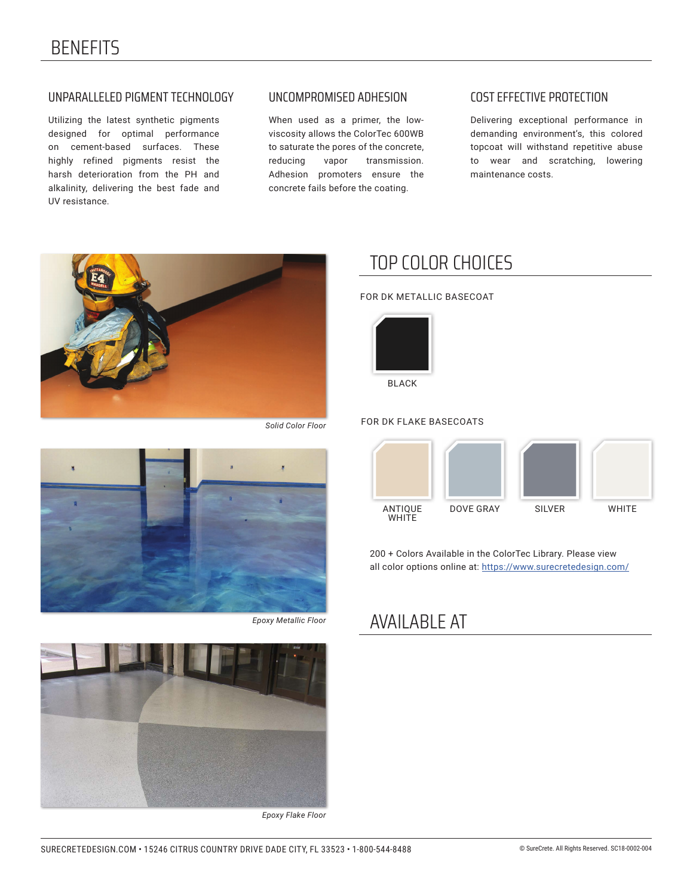# BENEFITS

### UNPARALLELED PIGMENT TECHNOLOGY

Utilizing the latest synthetic pigments designed for optimal performance on cement-based surfaces. These highly refined pigments resist the harsh deterioration from the PH and alkalinity, delivering the best fade and UV resistance.

### UNCOMPROMISED ADHESION

When used as a primer, the low-viscosity allows the ColorTec 600WB to saturate the pores of the concrete, reducing vapor transmission. Adhesion promoters ensure the concrete fails before the coating.

### COST EFFECTIVE PROTECTION

Delivering exceptional performance in demanding environment's, this colored topcoat will withstand repetitive abuse to wear and scratching, lowering maintenance costs.

*Solid Color Floor*

*Epoxy Metallic Floor*

*Epoxy Flake Floor*

# TOP COLOR CHOICES

FOR DK METALLIC BASECOAT

BLACK

FOR DK FLAKE BASECOATS

ANTIQUE WHITE

DOVE GRAY

SILVER

WHITE

200 + Colors Available in the ColorTec Library. Please view all color options online at: https://www.surecretedesign.com/

# AVAILABLE AT

SURECRETEDESIGN.COM • 15246 CITRUS COUNTRY DRIVE DADE CITY, FL 33523 • 1-800-544-8488

© SureCrete. All Rights Reserved. SC18-0002-004